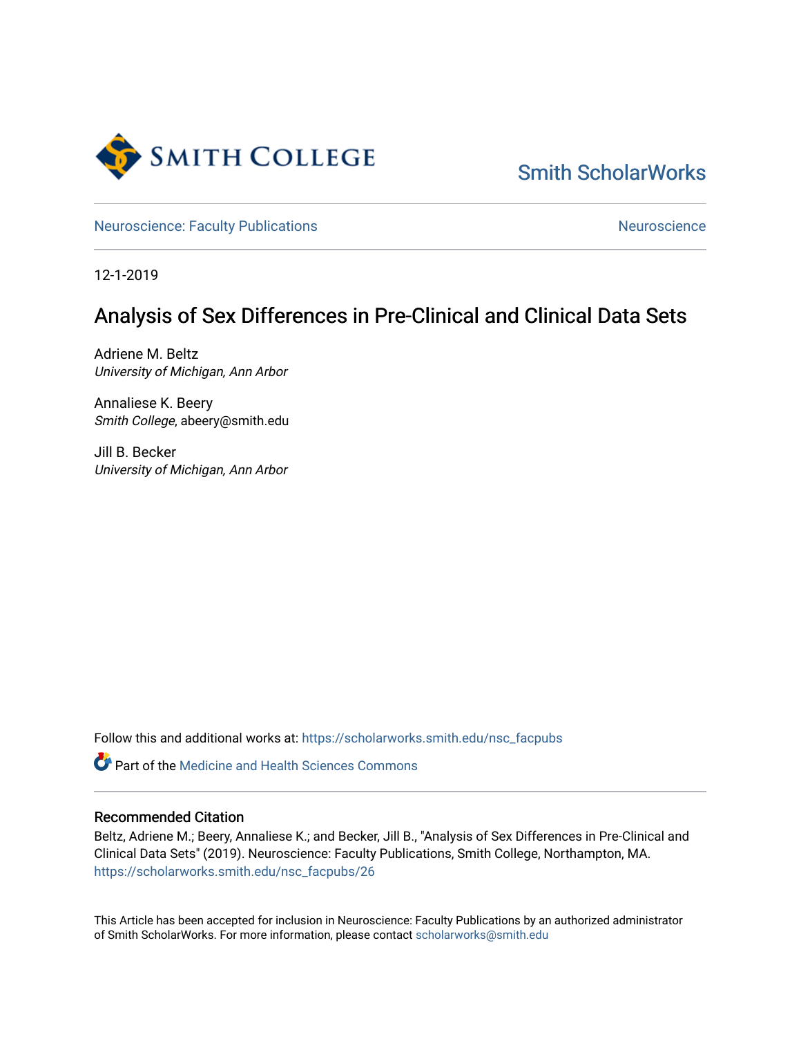Smith ScholarWorks

Neuroscience: Faculty Publications

Neuroscience

12-1-2019

# Analysis of Sex Differences in Pre-Clinical and Clinical Data Sets

Adriene M. Beltz
*University of Michigan, Ann Arbor*

Annaliese K. Beery
*Smith College*, abeery@smith.edu

Jill B. Becker
*University of Michigan, Ann Arbor*

Follow this and additional works at: https://scholarworks.smith.edu/nsc_facpubs

Part of the Medicine and Health Sciences Commons

### Recommended Citation

Beltz, Adriene M.; Beery, Annaliese K.; and Becker, Jill B., "Analysis of Sex Differences in Pre-Clinical and Clinical Data Sets" (2019). Neuroscience: Faculty Publications, Smith College, Northampton, MA. https://scholarworks.smith.edu/nsc_facpubs/26

This Article has been accepted for inclusion in Neuroscience: Faculty Publications by an authorized administrator of Smith ScholarWorks. For more information, please contact scholarworks@smith.edu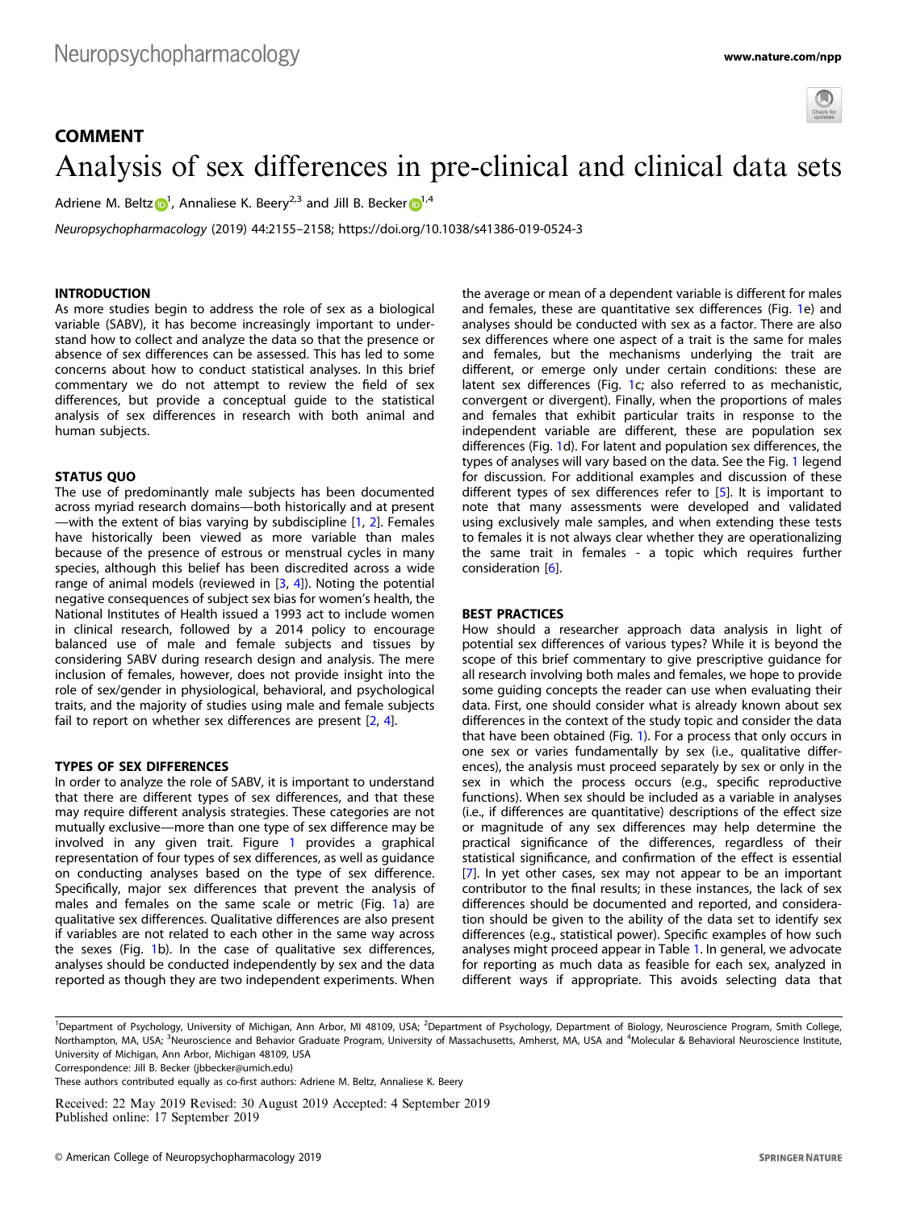## COMMENT

# Analysis of sex differences in pre-clinical and clinical data sets

Adriene M. Beltz[1], Annaliese K. Beery[2,3] and Jill B. Becker[1,4]

*Neuropsychopharmacology* (2019) 44:2155–2158; https://doi.org/10.1038/s41386-019-0524-3

### INTRODUCTION

As more studies begin to address the role of sex as a biological variable (SABV), it has become increasingly important to understand how to collect and analyze the data so that the presence or absence of sex differences can be assessed. This has led to some concerns about how to conduct statistical analyses. In this brief commentary we do not attempt to review the field of sex differences, but provide a conceptual guide to the statistical analysis of sex differences in research with both animal and human subjects.

### STATUS QUO

The use of predominantly male subjects has been documented across myriad research domains—both historically and at present—with the extent of bias varying by subdiscipline [1, 2]. Females have historically been viewed as more variable than males because of the presence of estrous or menstrual cycles in many species, although this belief has been discredited across a wide range of animal models (reviewed in [3, 4]). Noting the potential negative consequences of subject sex bias for women's health, the National Institutes of Health issued a 1993 act to include women in clinical research, followed by a 2014 policy to encourage balanced use of male and female subjects and tissues by considering SABV during research design and analysis. The mere inclusion of females, however, does not provide insight into the role of sex/gender in physiological, behavioral, and psychological traits, and the majority of studies using male and female subjects fail to report on whether sex differences are present [2, 4].

### TYPES OF SEX DIFFERENCES

In order to analyze the role of SABV, it is important to understand that there are different types of sex differences, and that these may require different analysis strategies. These categories are not mutually exclusive—more than one type of sex difference may be involved in any given trait. Figure 1 provides a graphical representation of four types of sex differences, as well as guidance on conducting analyses based on the type of sex difference. Specifically, major sex differences that prevent the analysis of males and females on the same scale or metric (Fig. 1a) are qualitative sex differences. Qualitative differences are also present if variables are not related to each other in the same way across the sexes (Fig. 1b). In the case of qualitative sex differences, analyses should be conducted independently by sex and the data reported as though they are two independent experiments. When the average or mean of a dependent variable is different for males and females, these are quantitative sex differences (Fig. 1e) and analyses should be conducted with sex as a factor. There are also sex differences where one aspect of a trait is the same for males and females, but the mechanisms underlying the trait are different, or emerge only under certain conditions: these are latent sex differences (Fig. 1c; also referred to as mechanistic, convergent or divergent). Finally, when the proportions of males and females that exhibit particular traits in response to the independent variable are different, these are population sex differences (Fig. 1d). For latent and population sex differences, the types of analyses will vary based on the data. See the Fig. 1 legend for discussion. For additional examples and discussion of these different types of sex differences refer to [5]. It is important to note that many assessments were developed and validated using exclusively male samples, and when extending these tests to females it is not always clear whether they are operationalizing the same trait in females - a topic which requires further consideration [6].

### BEST PRACTICES

How should a researcher approach data analysis in light of potential sex differences of various types? While it is beyond the scope of this brief commentary to give prescriptive guidance for all research involving both males and females, we hope to provide some guiding concepts the reader can use when evaluating their data. First, one should consider what is already known about sex differences in the context of the study topic and consider the data that have been obtained (Fig. 1). For a process that only occurs in one sex or varies fundamentally by sex (i.e., qualitative differences), the analysis must proceed separately by sex or only in the sex in which the process occurs (e.g., specific reproductive functions). When sex should be included as a variable in analyses (i.e., if differences are quantitative) descriptions of the effect size or magnitude of any sex differences may help determine the practical significance of the differences, regardless of their statistical significance, and confirmation of the effect is essential [7]. In yet other cases, sex may not appear to be an important contributor to the final results; in these instances, the lack of sex differences should be documented and reported, and consideration should be given to the ability of the data set to identify sex differences (e.g., statistical power). Specific examples of how such analyses might proceed appear in Table 1. In general, we advocate for reporting as much data as feasible for each sex, analyzed in different ways if appropriate. This avoids selecting data that

---

[1]Department of Psychology, University of Michigan, Ann Arbor, MI 48109, USA; [2]Department of Psychology, Department of Biology, Neuroscience Program, Smith College, Northampton, MA, USA; [3]Neuroscience and Behavior Graduate Program, University of Massachusetts, Amherst, MA, USA and [4]Molecular & Behavioral Neuroscience Institute, University of Michigan, Ann Arbor, Michigan 48109, USA
Correspondence: Jill B. Becker (jbbecker@umich.edu)
These authors contributed equally as co-first authors: Adriene M. Beltz, Annaliese K. Beery

Received: 22 May 2019 Revised: 30 August 2019 Accepted: 4 September 2019
Published online: 17 September 2019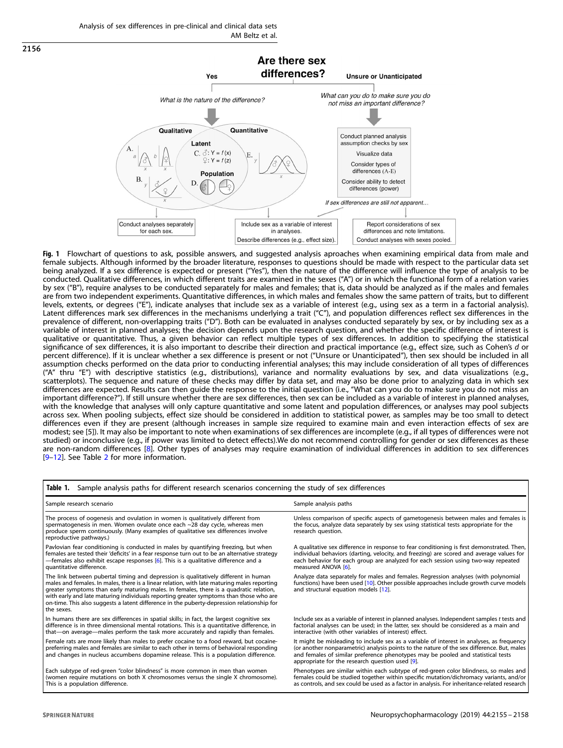Are there sex differences?

Yes

What is the nature of the difference?

Qualitative

Quantitative

Latent

A.

B.

C. ♂: Y = f(x)
♀: Y = f(z)

Population

D.

E.

Unsure or Unanticipated

What can you do to make sure you do not miss an important difference?

Conduct planned analysis assumption checks by sex

Visualize data

Consider types of differences (A-E)

Consider ability to detect differences (power)

If sex differences are still not apparent...

Conduct analyses separately for each sex.

Include sex as a variable of interest in analyses.
Describe differences (e.g., effect size).

Report considerations of sex differences and note limitations.
Conduct analyses with sexes pooled.

**Fig. 1** Flowchart of questions to ask, possible answers, and suggested analysis aproaches when examining empirical data from male and female subjects. Although informed by the broader literature, responses to questions should be made with respect to the particular data set being analyzed. If a sex difference is expected or present ("Yes"), then the nature of the difference will influence the type of analysis to be conducted. Qualitative differences, in which different traits are examined in the sexes ("A") or in which the functional form of a relation varies by sex ("B"), require analyses to be conducted separately for males and females; that is, data should be analyzed as if the males and females are from two independent experiments. Quantitative differences, in which males and females show the same pattern of traits, but to different levels, extents, or degrees ("E"), indicate analyses that include sex as a variable of interest (e.g., using sex as a term in a factorial analysis). Latent differences mark sex differences in the mechanisms underlying a trait ("C"), and population differences reflect sex differences in the prevalence of different, non-overlapping traits ("D"). Both can be evaluated in analyses conducted separately by sex, or by including sex as a variable of interest in planned analyses; the decision depends upon the research question, and whether the specific difference of interest is qualitative or quantitative. Thus, a given behavior can reflect multiple types of sex differences. In addition to specifying the statistical significance of sex differences, it is also important to describe their direction and practical importance (e.g., effect size, such as Cohen's *d* or percent difference). If it is unclear whether a sex difference is present or not ("Unsure or Unanticipated"), then sex should be included in all assumption checks performed on the data prior to conducting inferential analyses; this may include consideration of all types of differences ("A" thru "E") with descriptive statistics (e.g., distributions), variance and normality evaluations by sex, and data visualizations (e.g., scatterplots). The sequence and nature of these checks may differ by data set, and may also be done prior to analyzing data in which sex differences are expected. Results can then guide the response to the initial question (i.e., "What can you do to make sure you do not miss an important difference?"). If still unsure whether there are sex differences, then sex can be included as a variable of interest in planned analyses, with the knowledge that analyses will only capture quantitative and some latent and population differences, or analyses may pool subjects across sex. When pooling subjects, effect size should be considered in addition to statistical power, as samples may be too small to detect differences even if they are present (although increases in sample size required to examine main and even interaction effects of sex are modest; see [5]). It may also be important to note when examinations of sex differences are incomplete (e.g., if all types of differences were not studied) or inconclusive (e.g., if power was limited to detect effects).We do not recommend controlling for gender or sex differences as these are non-random differences [8]. Other types of analyses may require examination of individual differences in addition to sex differences [9–12]. See Table 2 for more information.

**Table 1.** Sample analysis paths for different research scenarios concerning the study of sex differences

| Sample research scenario | Sample analysis paths |
|---|---|
| The process of oogenesis and ovulation in women is qualitatively different from spermatogenesis in men. Women ovulate once each ~28 day cycle, whereas men produce sperm continuously. (Many examples of qualitative sex differences involve reproductive pathways.) | Unless comparison of specific aspects of gametogenesis between males and females is the focus, analyze data separately by sex using statistical tests appropriate for the research question. |
| Pavlovian fear conditioning is conducted in males by quantifying freezing, but when females are tested their 'deficits' in a fear response turn out to be an alternative strategy—females also exhibit escape responses [6]. This is a qualitative difference and a quantitative difference. | A qualitative sex difference in response to fear conditioning is first demonstrated. Then, individual behaviors (darting, velocity, and freezing) are scored and average values for each behavior for each group are analyzed for each session using two-way repeated measured ANOVA [6]. |
| The link between pubertal timing and depression is qualitatively different in human males and females. In males, there is a linear relation, with late maturing males reporting greater symptoms than early maturing males. In females, there is a quadratic relation, with early and late maturing individuals reporting greater symptoms than those who are on-time. This also suggests a latent difference in the puberty-depression relation for the sexes. | Analyze data separately for males and females. Regression analyses (with polynomial functions) have been used [10]. Other possible approaches include growth curve models and structural equation models [12]. |
| In humans there are sex differences in spatial skills; in fact, the largest cognitive sex difference is in three dimensional mental rotations. This is a quantitative difference, in that—on average—males perform the task more accurately and rapidly than females. | Include sex as a variable of interest in planned analyses. Independent samples *t* tests and factorial analyses can be used; in the latter, sex should be considered as a main and interactive (with other variables of interest) effect. |
| Female rats are more likely than males to prefer cocaine to a food reward, but cocaine-preferring males and females are similar to each other in terms of behavioral responding and changes in nucleus accumbens dopamine release. This is a population difference. | It might be misleading to include sex as a variable of interest in analyses, as frequency (or another nonparametric) analysis points to the nature of the sex difference. But, males and females of similar preference phenotypes may be pooled and statistical tests appropriate for the research question used [9]. |
| Each subtype of red-green "color blindness" is more common in men than women (women require mutations on both X chromosomes versus the single X chromosome). This is a population difference. | Phenotypes are similar within each subtype of red-green color blindness, so males and females could be studied together within specific mutation/dichromacy variants, and/or as controls, and sex could be used as a factor in analysis. For inheritance-related research |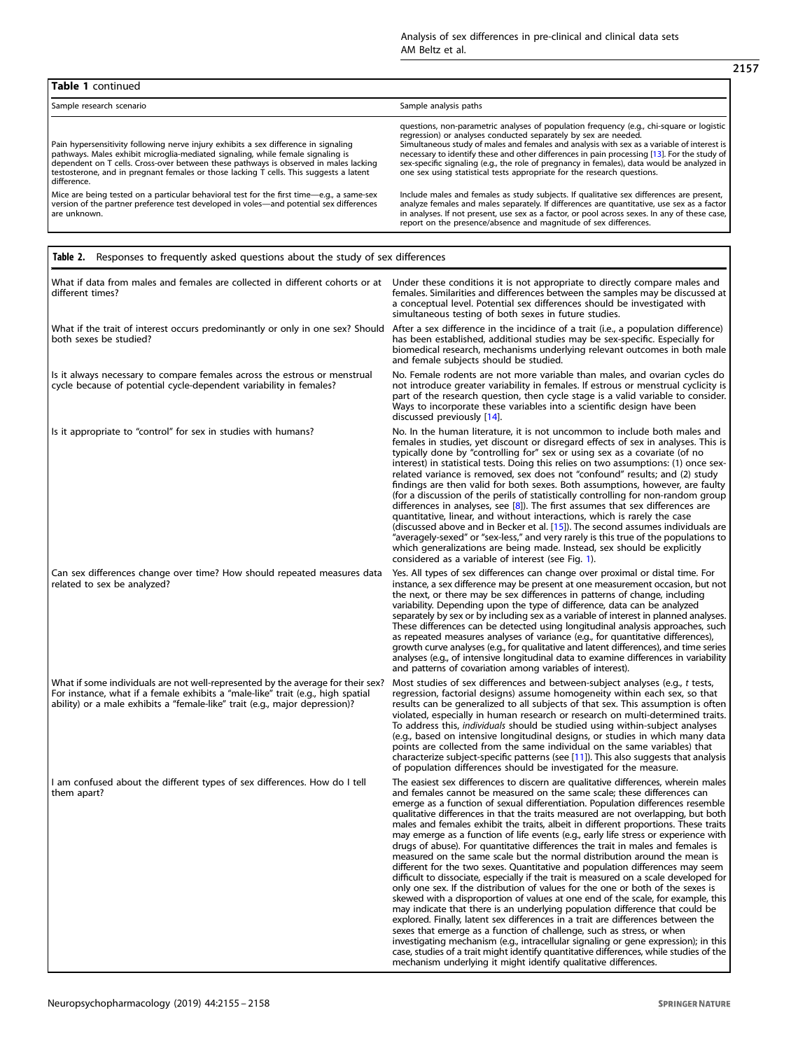**Table 1** continued

| Sample research scenario | Sample analysis paths |
|---|---|
| Pain hypersensitivity following nerve injury exhibits a sex difference in signaling pathways. Males exhibit microglia-mediated signaling, while female signaling is dependent on T cells. Cross-over between these pathways is observed in males lacking testosterone, and in pregnant females or those lacking T cells. This suggests a latent difference. | questions, non-parametric analyses of population frequency (e.g., chi-square or logistic regression) or analyses conducted separately by sex are needed. Simultaneous study of males and females and analysis with sex as a variable of interest is necessary to identify these and other differences in pain processing [13]. For the study of sex-specific signaling (e.g., the role of pregnancy in females), data would be analyzed in one sex using statistical tests appropriate for the research questions. |
| Mice are being tested on a particular behavioral test for the first time—e.g., a same-sex version of the partner preference test developed in voles—and potential sex differences are unknown. | Include males and females as study subjects. If qualitative sex differences are present, analyze females and males separately. If differences are quantitative, use sex as a factor in analyses. If not present, use sex as a factor, or pool across sexes. In any of these case, report on the presence/absence and magnitude of sex differences. |

**Table 2.** Responses to frequently asked questions about the study of sex differences

| | |
|---|---|
| What if data from males and females are collected in different cohorts or at different times? | Under these conditions it is not appropriate to directly compare males and females. Similarities and differences between the samples may be discussed at a conceptual level. Potential sex differences should be investigated with simultaneous testing of both sexes in future studies. |
| What if the trait of interest occurs predominantly or only in one sex? Should both sexes be studied? | After a sex difference in the incidince of a trait (i.e., a population difference) has been established, additional studies may be sex-specific. Especially for biomedical research, mechanisms underlying relevant outcomes in both male and female subjects should be studied. |
| Is it always necessary to compare females across the estrous or menstrual cycle because of potential cycle-dependent variability in females? | No. Female rodents are not more variable than males, and ovarian cycles do not introduce greater variability in females. If estrous or menstrual cyclicity is part of the research question, then cycle stage is a valid variable to consider. Ways to incorporate these variables into a scientific design have been discussed previously [14]. |
| Is it appropriate to "control" for sex in studies with humans? | No. In the human literature, it is not uncommon to include both males and females in studies, yet discount or disregard effects of sex in analyses. This is typically done by "controlling for" sex or using sex as a covariate (of no interest) in statistical tests. Doing this relies on two assumptions: (1) once sex-related variance is removed, sex does not "confound" results; and (2) study findings are then valid for both sexes. Both assumptions, however, are faulty (for a discussion of the perils of statistically controlling for non-random group differences in analyses, see [8]). The first assumes that sex differences are quantitative, linear, and without interactions, which is rarely the case (discussed above and in Becker et al. [15]). The second assumes individuals are "averagely-sexed" or "sex-less," and very rarely is this true of the populations to which generalizations are being made. Instead, sex should be explicitly considered as a variable of interest (see Fig. 1). |
| Can sex differences change over time? How should repeated measures data related to sex be analyzed? | Yes. All types of sex differences can change over proximal or distal time. For instance, a sex difference may be present at one measurement occasion, but not the next, or there may be sex differences in patterns of change, including variability. Depending upon the type of difference, data can be analyzed separately by sex or by including sex as a variable of interest in planned analyses. These differences can be detected using longitudinal analysis approaches, such as repeated measures analyses of variance (e.g., for quantitative differences), growth curve analyses (e.g., for qualitative and latent differences), and time series analyses (e.g., of intensive longitudinal data to examine differences in variability and patterns of covariation among variables of interest). |
| What if some individuals are not well-represented by the average for their sex? For instance, what if a female exhibits a "male-like" trait (e.g., high spatial ability) or a male exhibits a "female-like" trait (e.g., major depression)? | Most studies of sex differences and between-subject analyses (e.g., *t* tests, regression, factorial designs) assume homogeneity within each sex, so that results can be generalized to all subjects of that sex. This assumption is often violated, especially in human research or research on multi-determined traits. To address this, *individuals* should be studied using within-subject analyses (e.g., based on intensive longitudinal designs, or studies in which many data points are collected from the same individual on the same variables) that characterize subject-specific patterns (see [11]). This also suggests that analysis of population differences should be investigated for the measure. |
| I am confused about the different types of sex differences. How do I tell them apart? | The easiest sex differences to discern are qualitative differences, wherein males and females cannot be measured on the same scale; these differences can emerge as a function of sexual differentiation. Population differences resemble qualitative differences in that the traits measured are not overlapping, but both males and females exhibit the traits, albeit in different proportions. These traits may emerge as a function of life events (e.g., early life stress or experience with drugs of abuse). For quantitative differences the trait in males and females is measured on the same scale but the normal distribution around the mean is different for the two sexes. Quantitative and population differences may seem difficult to dissociate, especially if the trait is measured on a scale developed for only one sex. If the distribution of values for the one or both of the sexes is skewed with a disproportion of values at one end of the scale, for example, this may indicate that there is an underlying population difference that could be explored. Finally, latent sex differences in a trait are differences between the sexes that emerge as a function of challenge, such as stress, or when investigating mechanism (e.g., intracellular signaling or gene expression); in this case, studies of a trait might identify quantitative differences, while studies of the mechanism underlying it might identify qualitative differences. |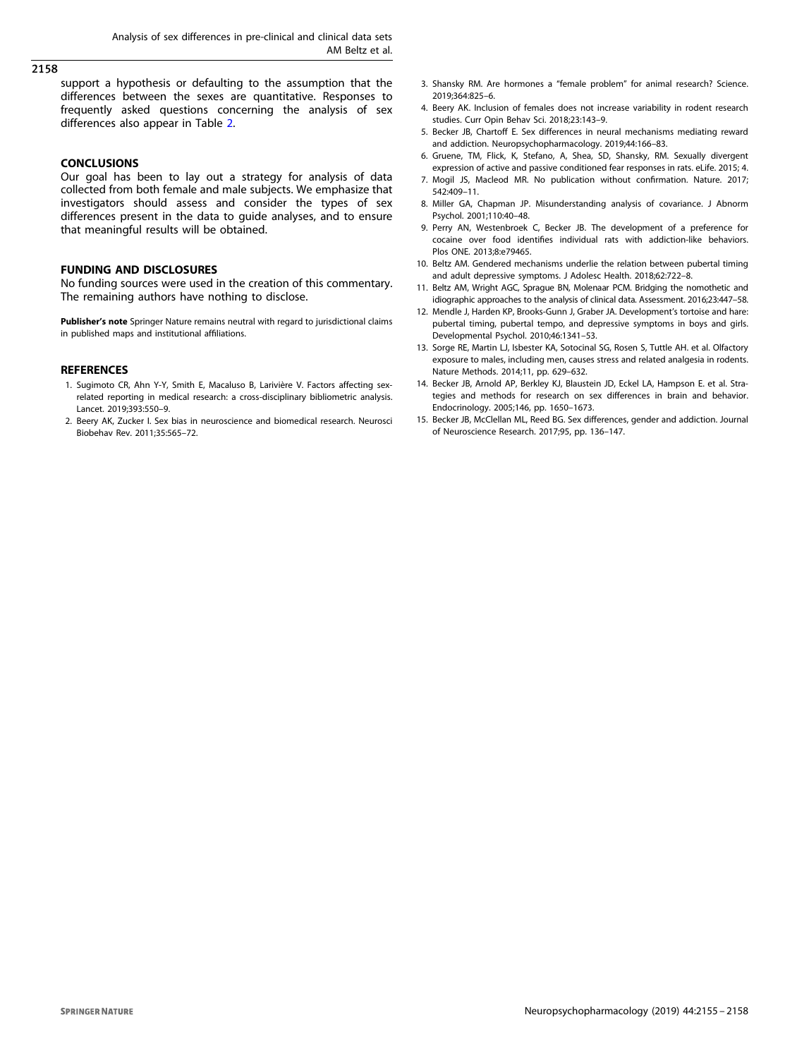support a hypothesis or defaulting to the assumption that the differences between the sexes are quantitative. Responses to frequently asked questions concerning the analysis of sex differences also appear in Table 2.

## CONCLUSIONS

Our goal has been to lay out a strategy for analysis of data collected from both female and male subjects. We emphasize that investigators should assess and consider the types of sex differences present in the data to guide analyses, and to ensure that meaningful results will be obtained.

## FUNDING AND DISCLOSURES

No funding sources were used in the creation of this commentary. The remaining authors have nothing to disclose.

**Publisher's note** Springer Nature remains neutral with regard to jurisdictional claims in published maps and institutional affiliations.

## REFERENCES

1. Sugimoto CR, Ahn Y-Y, Smith E, Macaluso B, Larivière V. Factors affecting sex-related reporting in medical research: a cross-disciplinary bibliometric analysis. Lancet. 2019;393:550–9.
2. Beery AK, Zucker I. Sex bias in neuroscience and biomedical research. Neurosci Biobehav Rev. 2011;35:565–72.
3. Shansky RM. Are hormones a "female problem" for animal research? Science. 2019;364:825–6.
4. Beery AK. Inclusion of females does not increase variability in rodent research studies. Curr Opin Behav Sci. 2018;23:143–9.
5. Becker JB, Chartoff E. Sex differences in neural mechanisms mediating reward and addiction. Neuropsychopharmacology. 2019;44:166–83.
6. Gruene, TM, Flick, K, Stefano, A, Shea, SD, Shansky, RM. Sexually divergent expression of active and passive conditioned fear responses in rats. eLife. 2015; 4.
7. Mogil JS, Macleod MR. No publication without confirmation. Nature. 2017; 542:409–11.
8. Miller GA, Chapman JP. Misunderstanding analysis of covariance. J Abnorm Psychol. 2001;110:40–48.
9. Perry AN, Westenbroek C, Becker JB. The development of a preference for cocaine over food identifies individual rats with addiction-like behaviors. Plos ONE. 2013;8:e79465.
10. Beltz AM. Gendered mechanisms underlie the relation between pubertal timing and adult depressive symptoms. J Adolesc Health. 2018;62:722–8.
11. Beltz AM, Wright AGC, Sprague BN, Molenaar PCM. Bridging the nomothetic and idiographic approaches to the analysis of clinical data. Assessment. 2016;23:447–58.
12. Mendle J, Harden KP, Brooks-Gunn J, Graber JA. Development's tortoise and hare: pubertal timing, pubertal tempo, and depressive symptoms in boys and girls. Developmental Psychol. 2010;46:1341–53.
13. Sorge RE, Martin LJ, Isbester KA, Sotocinal SG, Rosen S, Tuttle AH. et al. Olfactory exposure to males, including men, causes stress and related analgesia in rodents. Nature Methods. 2014;11, pp. 629–632.
14. Becker JB, Arnold AP, Berkley KJ, Blaustein JD, Eckel LA, Hampson E. et al. Strategies and methods for research on sex differences in brain and behavior. Endocrinology. 2005;146, pp. 1650–1673.
15. Becker JB, McClellan ML, Reed BG. Sex differences, gender and addiction. Journal of Neuroscience Research. 2017;95, pp. 136–147.